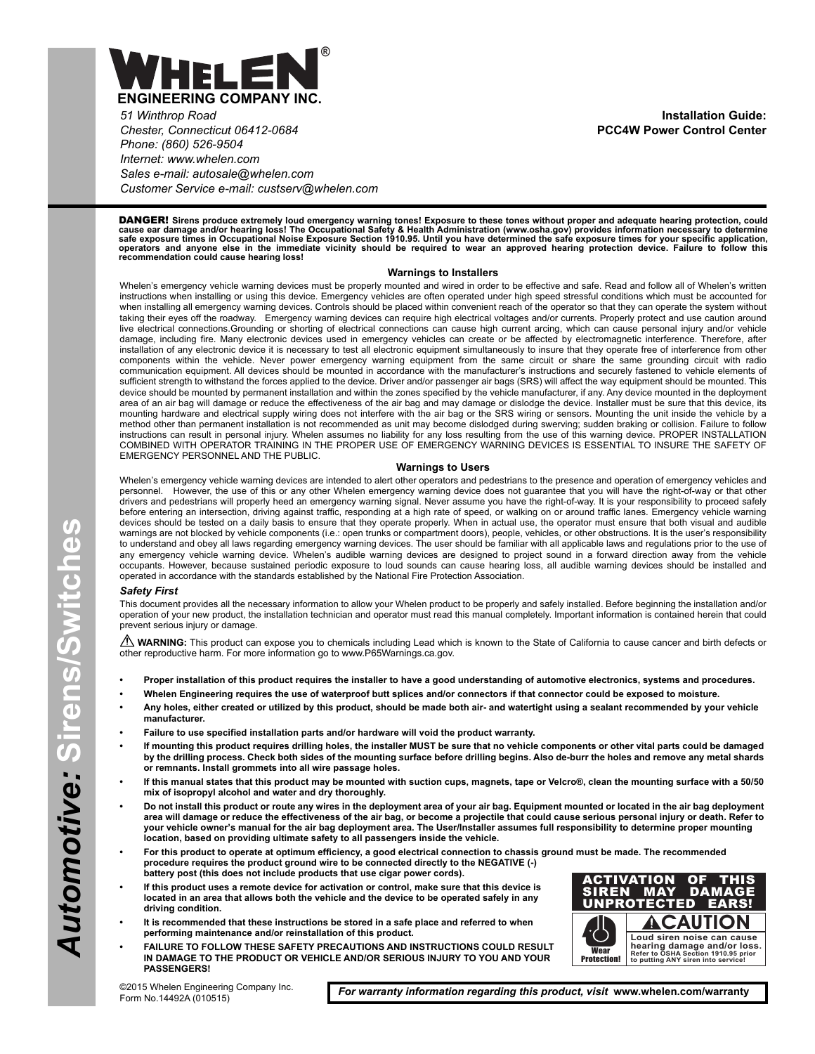# WHELEN®

**ENGINEERING COMPANY INC.**

*51 Winthrop Road*
*Chester, Connecticut 06412-0684*
*Phone: (860) 526-9504*
*Internet: www.whelen.com*
*Sales e-mail: autosale@whelen.com*
*Customer Service e-mail: custserv@whelen.com*

**Installation Guide:**
**PCC4W Power Control Center**

**DANGER! Sirens produce extremely loud emergency warning tones! Exposure to these tones without proper and adequate hearing protection, could cause ear damage and/or hearing loss! The Occupational Safety & Health Administration (www.osha.gov) provides information necessary to determine safe exposure times in Occupational Noise Exposure Section 1910.95. Until you have determined the safe exposure times for your specific application, operators and anyone else in the immediate vicinity should be required to wear an approved hearing protection device. Failure to follow this recommendation could cause hearing loss!**

### Warnings to Installers

Whelen's emergency vehicle warning devices must be properly mounted and wired in order to be effective and safe. Read and follow all of Whelen's written instructions when installing or using this device. Emergency vehicles are often operated under high speed stressful conditions which must be accounted for when installing all emergency warning devices. Controls should be placed within convenient reach of the operator so that they can operate the system without taking their eyes off the roadway. Emergency warning devices can require high electrical voltages and/or currents. Properly protect and use caution around live electrical connections.Grounding or shorting of electrical connections can cause high current arcing, which can cause personal injury and/or vehicle damage, including fire. Many electronic devices used in emergency vehicles can create or be affected by electromagnetic interference. Therefore, after installation of any electronic device it is necessary to test all electronic equipment simultaneously to insure that they operate free of interference from other components within the vehicle. Never power emergency warning equipment from the same circuit or share the same grounding circuit with radio communication equipment. All devices should be mounted in accordance with the manufacturer's instructions and securely fastened to vehicle elements of sufficient strength to withstand the forces applied to the device. Driver and/or passenger air bags (SRS) will affect the way equipment should be mounted. This device should be mounted by permanent installation and within the zones specified by the vehicle manufacturer, if any. Any device mounted in the deployment area of an air bag will damage or reduce the effectiveness of the air bag and may damage or dislodge the device. Installer must be sure that this device, its mounting hardware and electrical supply wiring does not interfere with the air bag or the SRS wiring or sensors. Mounting the unit inside the vehicle by a method other than permanent installation is not recommended as unit may become dislodged during swerving; sudden braking or collision. Failure to follow instructions can result in personal injury. Whelen assumes no liability for any loss resulting from the use of this warning device. PROPER INSTALLATION COMBINED WITH OPERATOR TRAINING IN THE PROPER USE OF EMERGENCY WARNING DEVICES IS ESSENTIAL TO INSURE THE SAFETY OF EMERGENCY PERSONNEL AND THE PUBLIC.

### Warnings to Users

Whelen's emergency vehicle warning devices are intended to alert other operators and pedestrians to the presence and operation of emergency vehicles and personnel. However, the use of this or any other Whelen emergency warning device does not guarantee that you will have the right-of-way or that other drivers and pedestrians will properly heed an emergency warning signal. Never assume you have the right-of-way. It is your responsibility to proceed safely before entering an intersection, driving against traffic, responding at a high rate of speed, or walking on or around traffic lanes. Emergency vehicle warning devices should be tested on a daily basis to ensure that they operate properly. When in actual use, the operator must ensure that both visual and audible warnings are not blocked by vehicle components (i.e.: open trunks or compartment doors), people, vehicles, or other obstructions. It is the user's responsibility to understand and obey all laws regarding emergency warning devices. The user should be familiar with all applicable laws and regulations prior to the use of any emergency vehicle warning device. Whelen's audible warning devices are designed to project sound in a forward direction away from the vehicle occupants. However, because sustained periodic exposure to loud sounds can cause hearing loss, all audible warning devices should be installed and operated in accordance with the standards established by the National Fire Protection Association.

***Safety First***

This document provides all the necessary information to allow your Whelen product to be properly and safely installed. Before beginning the installation and/or operation of your new product, the installation technician and operator must read this manual completely. Important information is contained herein that could prevent serious injury or damage.

⚠ **WARNING:** This product can expose you to chemicals including Lead which is known to the State of California to cause cancer and birth defects or other reproductive harm. For more information go to www.P65Warnings.ca.gov.

- **Proper installation of this product requires the installer to have a good understanding of automotive electronics, systems and procedures.**
- **Whelen Engineering requires the use of waterproof butt splices and/or connectors if that connector could be exposed to moisture.**
- **Any holes, either created or utilized by this product, should be made both air- and watertight using a sealant recommended by your vehicle manufacturer.**
- **Failure to use specified installation parts and/or hardware will void the product warranty.**
- **If mounting this product requires drilling holes, the installer MUST be sure that no vehicle components or other vital parts could be damaged by the drilling process. Check both sides of the mounting surface before drilling begins. Also de-burr the holes and remove any metal shards or remnants. Install grommets into all wire passage holes.**
- **If this manual states that this product may be mounted with suction cups, magnets, tape or Velcro®, clean the mounting surface with a 50/50 mix of isopropyl alcohol and water and dry thoroughly.**
- **Do not install this product or route any wires in the deployment area of your air bag. Equipment mounted or located in the air bag deployment area will damage or reduce the effectiveness of the air bag, or become a projectile that could cause serious personal injury or death. Refer to your vehicle owner's manual for the air bag deployment area. The User/Installer assumes full responsibility to determine proper mounting location, based on providing ultimate safety to all passengers inside the vehicle.**
- **For this product to operate at optimum efficiency, a good electrical connection to chassis ground must be made. The recommended procedure requires the product ground wire to be connected directly to the NEGATIVE (-) battery post (this does not include products that use cigar power cords).**
- **If this product uses a remote device for activation or control, make sure that this device is located in an area that allows both the vehicle and the device to be operated safely in any driving condition.**
- **It is recommended that these instructions be stored in a safe place and referred to when performing maintenance and/or reinstallation of this product.**
- **FAILURE TO FOLLOW THESE SAFETY PRECAUTIONS AND INSTRUCTIONS COULD RESULT IN DAMAGE TO THE PRODUCT OR VEHICLE AND/OR SERIOUS INJURY TO YOU AND YOUR PASSENGERS!**

**ACTIVATION OF THIS SIREN MAY DAMAGE UNPROTECTED EARS!**

**⚠CAUTION**
**Wear Protection!**
**Loud siren noise can cause hearing damage and/or loss.**
**Refer to OSHA Section 1910.95 prior to putting ANY siren into service!**

©2015 Whelen Engineering Company Inc.
Form No.14492A (010515)

***For warranty information regarding this product, visit* www.whelen.com/warranty**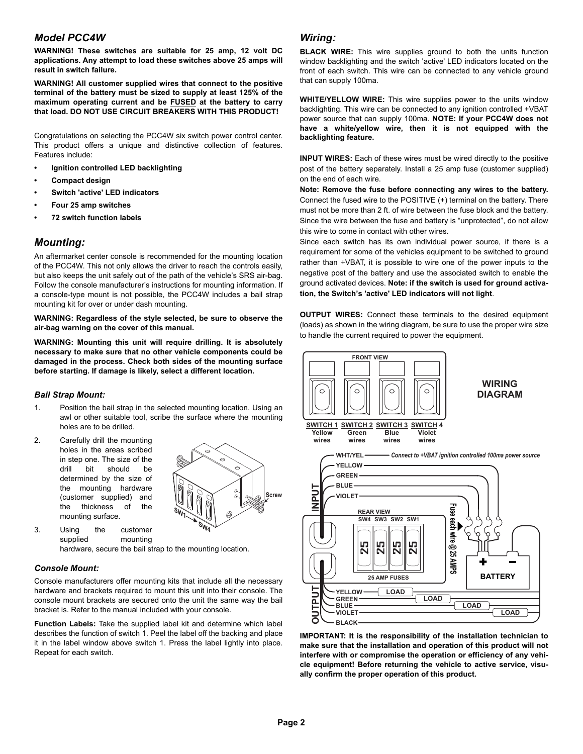## Model PCC4W

**WARNING! These switches are suitable for 25 amp, 12 volt DC applications. Any attempt to load these switches above 25 amps will result in switch failure.**

**WARNING! All customer supplied wires that connect to the positive terminal of the battery must be sized to supply at least 125% of the maximum operating current and be FUSED at the battery to carry that load. DO NOT USE CIRCUIT BREAKERS WITH THIS PRODUCT!**

Congratulations on selecting the PCC4W six switch power control center. This product offers a unique and distinctive collection of features. Features include:

- **Ignition controlled LED backlighting**
- **Compact design**
- **Switch 'active' LED indicators**
- **Four 25 amp switches**
- **72 switch function labels**

## Mounting:

An aftermarket center console is recommended for the mounting location of the PCC4W. This not only allows the driver to reach the controls easily, but also keeps the unit safely out of the path of the vehicle's SRS air-bag. Follow the console manufacturer's instructions for mounting information. If a console-type mount is not possible, the PCC4W includes a bail strap mounting kit for over or under dash mounting.

**WARNING: Regardless of the style selected, be sure to observe the air-bag warning on the cover of this manual.**

**WARNING: Mounting this unit will require drilling. It is absolutely necessary to make sure that no other vehicle components could be damaged in the process. Check both sides of the mounting surface before starting. If damage is likely, select a different location.**

### Bail Strap Mount:

1. Position the bail strap in the selected mounting location. Using an awl or other suitable tool, scribe the surface where the mounting holes are to be drilled.
2. Carefully drill the mounting holes in the areas scribed in step one. The size of the drill bit should be determined by the size of the mounting hardware (customer supplied) and the thickness of the mounting surface.
3. Using the customer supplied mounting hardware, secure the bail strap to the mounting location.

Screw

SW1

SW4

### Console Mount:

Console manufacturers offer mounting kits that include all the necessary hardware and brackets required to mount this unit into their console. The console mount brackets are secured onto the unit the same way the bail bracket is. Refer to the manual included with your console.

**Function Labels:** Take the supplied label kit and determine which label describes the function of switch 1. Peel the label off the backing and place it in the label window above switch 1. Press the label lightly into place. Repeat for each switch.

## Wiring:

**BLACK WIRE:** This wire supplies ground to both the units function window backlighting and the switch 'active' LED indicators located on the front of each switch. This wire can be connected to any vehicle ground that can supply 100ma.

**WHITE/YELLOW WIRE:** This wire supplies power to the units window backlighting. This wire can be connected to any ignition controlled +VBAT power source that can supply 100ma. **NOTE: If your PCC4W does not have a white/yellow wire, then it is not equipped with the backlighting feature.**

**INPUT WIRES:** Each of these wires must be wired directly to the positive post of the battery separately. Install a 25 amp fuse (customer supplied) on the end of each wire.

**Note: Remove the fuse before connecting any wires to the battery.** Connect the fused wire to the POSITIVE (+) terminal on the battery. There must not be more than 2 ft. of wire between the fuse block and the battery. Since the wire between the fuse and battery is "unprotected", do not allow this wire to come in contact with other wires.

Since each switch has its own individual power source, if there is a requirement for some of the vehicles equipment to be switched to ground rather than +VBAT, it is possible to wire one of the power inputs to the negative post of the battery and use the associated switch to enable the ground activated devices. **Note: if the switch is used for ground activation, the Switch's 'active' LED indicators will not light**.

**OUTPUT WIRES:** Connect these terminals to the desired equipment (loads) as shown in the wiring diagram, be sure to use the proper wire size to handle the current required to power the equipment.

FRONT VIEW

SWITCH 1 Yellow wires
SWITCH 2 Green wires
SWITCH 3 Blue wires
SWITCH 4 Violet wires

WIRING DIAGRAM

INPUT
WHT/YEL — Connect to +VBAT ignition controlled 100ma power source
YELLOW
GREEN
BLUE
VIOLET

REAR VIEW
SW4 SW3 SW2 SW1
25 25 25 25
25 AMP FUSES

Fuse each wire @ 25 AMPS

BATTERY
+ −

OUTPUT
YELLOW — LOAD
GREEN — LOAD
BLUE — LOAD
VIOLET — LOAD
BLACK

**IMPORTANT: It is the responsibility of the installation technician to make sure that the installation and operation of this product will not interfere with or compromise the operation or efficiency of any vehicle equipment! Before returning the vehicle to active service, visually confirm the proper operation of this product.**